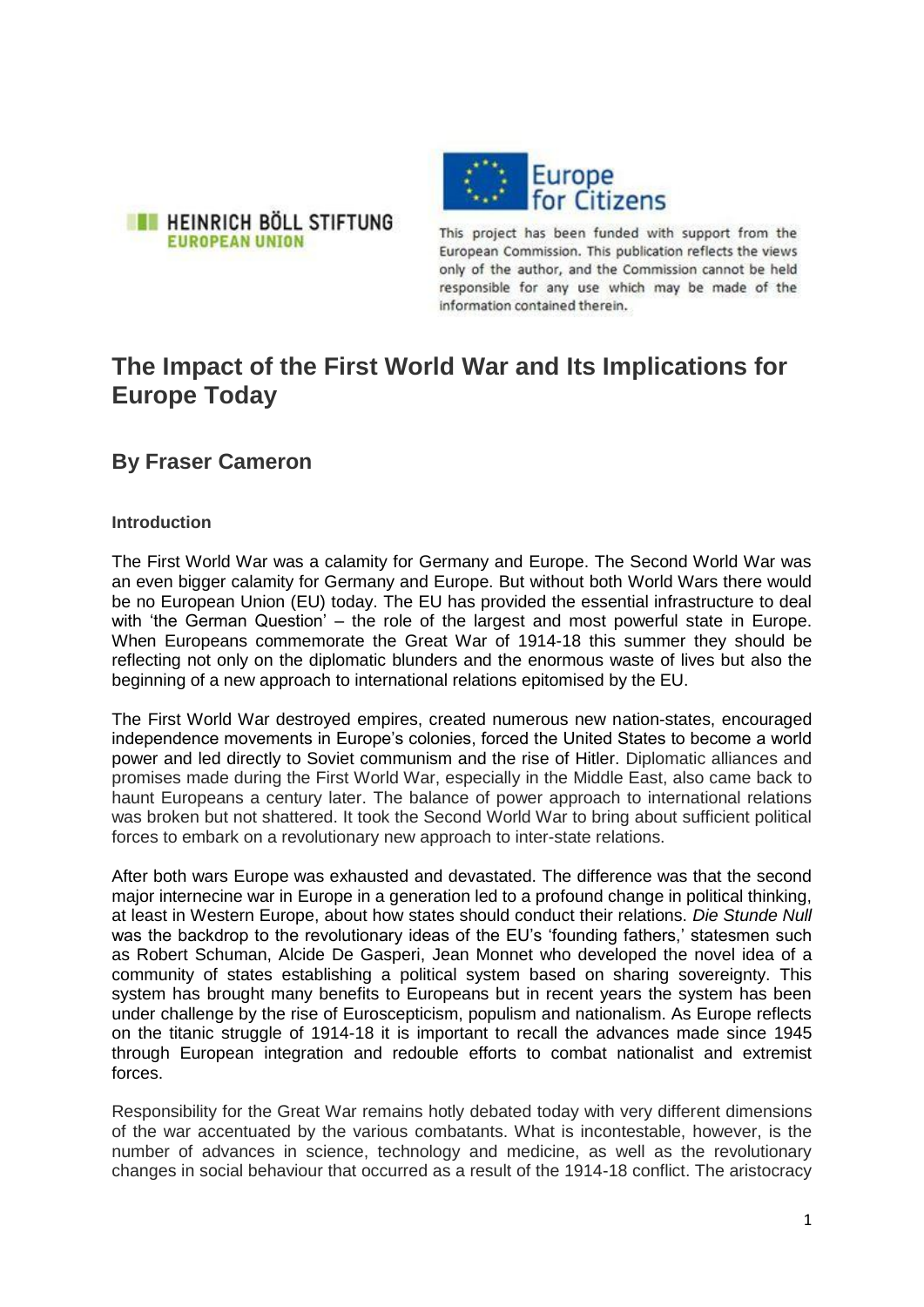HEINRICH BÖLL STIFTUNG
EUROPEAN UNION

Europe for Citizens

This project has been funded with support from the European Commission. This publication reflects the views only of the author, and the Commission cannot be held responsible for any use which may be made of the information contained therein.

# The Impact of the First World War and Its Implications for Europe Today

## By Fraser Cameron

### Introduction

The First World War was a calamity for Germany and Europe. The Second World War was an even bigger calamity for Germany and Europe. But without both World Wars there would be no European Union (EU) today. The EU has provided the essential infrastructure to deal with 'the German Question' – the role of the largest and most powerful state in Europe. When Europeans commemorate the Great War of 1914-18 this summer they should be reflecting not only on the diplomatic blunders and the enormous waste of lives but also the beginning of a new approach to international relations epitomised by the EU.

The First World War destroyed empires, created numerous new nation-states, encouraged independence movements in Europe's colonies, forced the United States to become a world power and led directly to Soviet communism and the rise of Hitler. Diplomatic alliances and promises made during the First World War, especially in the Middle East, also came back to haunt Europeans a century later. The balance of power approach to international relations was broken but not shattered. It took the Second World War to bring about sufficient political forces to embark on a revolutionary new approach to inter-state relations.

After both wars Europe was exhausted and devastated. The difference was that the second major internecine war in Europe in a generation led to a profound change in political thinking, at least in Western Europe, about how states should conduct their relations. *Die Stunde Null* was the backdrop to the revolutionary ideas of the EU's 'founding fathers,' statesmen such as Robert Schuman, Alcide De Gasperi, Jean Monnet who developed the novel idea of a community of states establishing a political system based on sharing sovereignty. This system has brought many benefits to Europeans but in recent years the system has been under challenge by the rise of Euroscepticism, populism and nationalism. As Europe reflects on the titanic struggle of 1914-18 it is important to recall the advances made since 1945 through European integration and redouble efforts to combat nationalist and extremist forces.

Responsibility for the Great War remains hotly debated today with very different dimensions of the war accentuated by the various combatants. What is incontestable, however, is the number of advances in science, technology and medicine, as well as the revolutionary changes in social behaviour that occurred as a result of the 1914-18 conflict. The aristocracy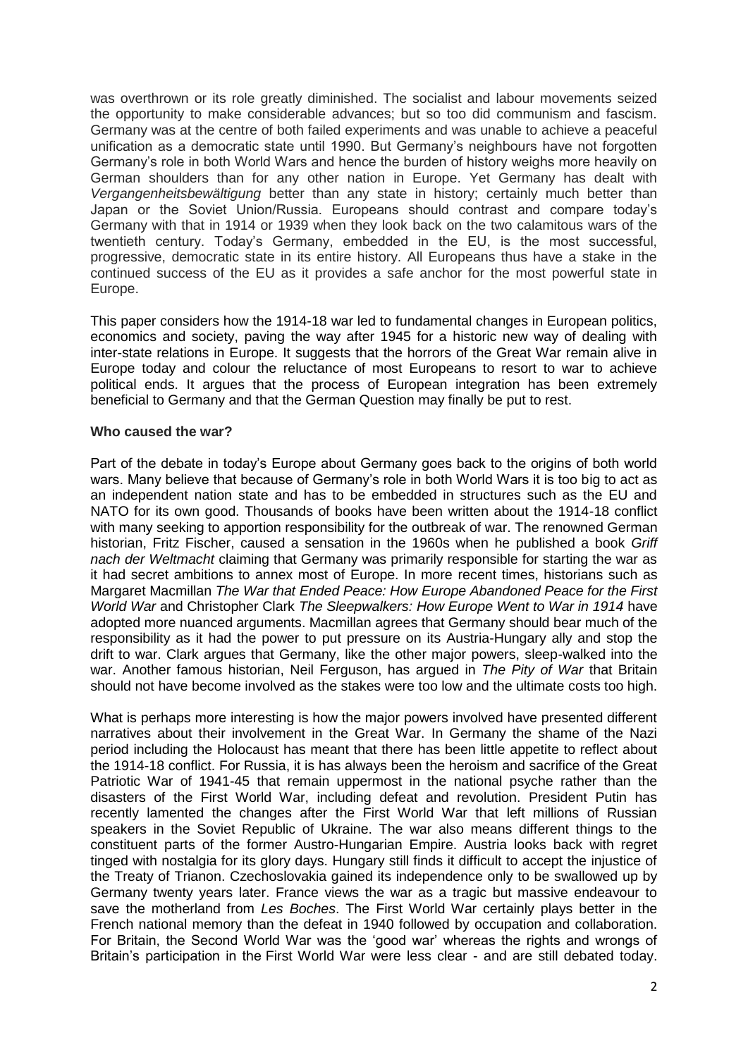was overthrown or its role greatly diminished. The socialist and labour movements seized the opportunity to make considerable advances; but so too did communism and fascism. Germany was at the centre of both failed experiments and was unable to achieve a peaceful unification as a democratic state until 1990. But Germany's neighbours have not forgotten Germany's role in both World Wars and hence the burden of history weighs more heavily on German shoulders than for any other nation in Europe. Yet Germany has dealt with *Vergangenheitsbewältigung* better than any state in history; certainly much better than Japan or the Soviet Union/Russia. Europeans should contrast and compare today's Germany with that in 1914 or 1939 when they look back on the two calamitous wars of the twentieth century. Today's Germany, embedded in the EU, is the most successful, progressive, democratic state in its entire history. All Europeans thus have a stake in the continued success of the EU as it provides a safe anchor for the most powerful state in Europe.

This paper considers how the 1914-18 war led to fundamental changes in European politics, economics and society, paving the way after 1945 for a historic new way of dealing with inter-state relations in Europe. It suggests that the horrors of the Great War remain alive in Europe today and colour the reluctance of most Europeans to resort to war to achieve political ends. It argues that the process of European integration has been extremely beneficial to Germany and that the German Question may finally be put to rest.

**Who caused the war?**

Part of the debate in today's Europe about Germany goes back to the origins of both world wars. Many believe that because of Germany's role in both World Wars it is too big to act as an independent nation state and has to be embedded in structures such as the EU and NATO for its own good. Thousands of books have been written about the 1914-18 conflict with many seeking to apportion responsibility for the outbreak of war. The renowned German historian, Fritz Fischer, caused a sensation in the 1960s when he published a book *Griff nach der Weltmacht* claiming that Germany was primarily responsible for starting the war as it had secret ambitions to annex most of Europe. In more recent times, historians such as Margaret Macmillan *The War that Ended Peace: How Europe Abandoned Peace for the First World War* and Christopher Clark *The Sleepwalkers: How Europe Went to War in 1914* have adopted more nuanced arguments. Macmillan agrees that Germany should bear much of the responsibility as it had the power to put pressure on its Austria-Hungary ally and stop the drift to war. Clark argues that Germany, like the other major powers, sleep-walked into the war. Another famous historian, Neil Ferguson, has argued in *The Pity of War* that Britain should not have become involved as the stakes were too low and the ultimate costs too high.

What is perhaps more interesting is how the major powers involved have presented different narratives about their involvement in the Great War. In Germany the shame of the Nazi period including the Holocaust has meant that there has been little appetite to reflect about the 1914-18 conflict. For Russia, it is has always been the heroism and sacrifice of the Great Patriotic War of 1941-45 that remain uppermost in the national psyche rather than the disasters of the First World War, including defeat and revolution. President Putin has recently lamented the changes after the First World War that left millions of Russian speakers in the Soviet Republic of Ukraine. The war also means different things to the constituent parts of the former Austro-Hungarian Empire. Austria looks back with regret tinged with nostalgia for its glory days. Hungary still finds it difficult to accept the injustice of the Treaty of Trianon. Czechoslovakia gained its independence only to be swallowed up by Germany twenty years later. France views the war as a tragic but massive endeavour to save the motherland from *Les Boches*. The First World War certainly plays better in the French national memory than the defeat in 1940 followed by occupation and collaboration. For Britain, the Second World War was the 'good war' whereas the rights and wrongs of Britain's participation in the First World War were less clear - and are still debated today.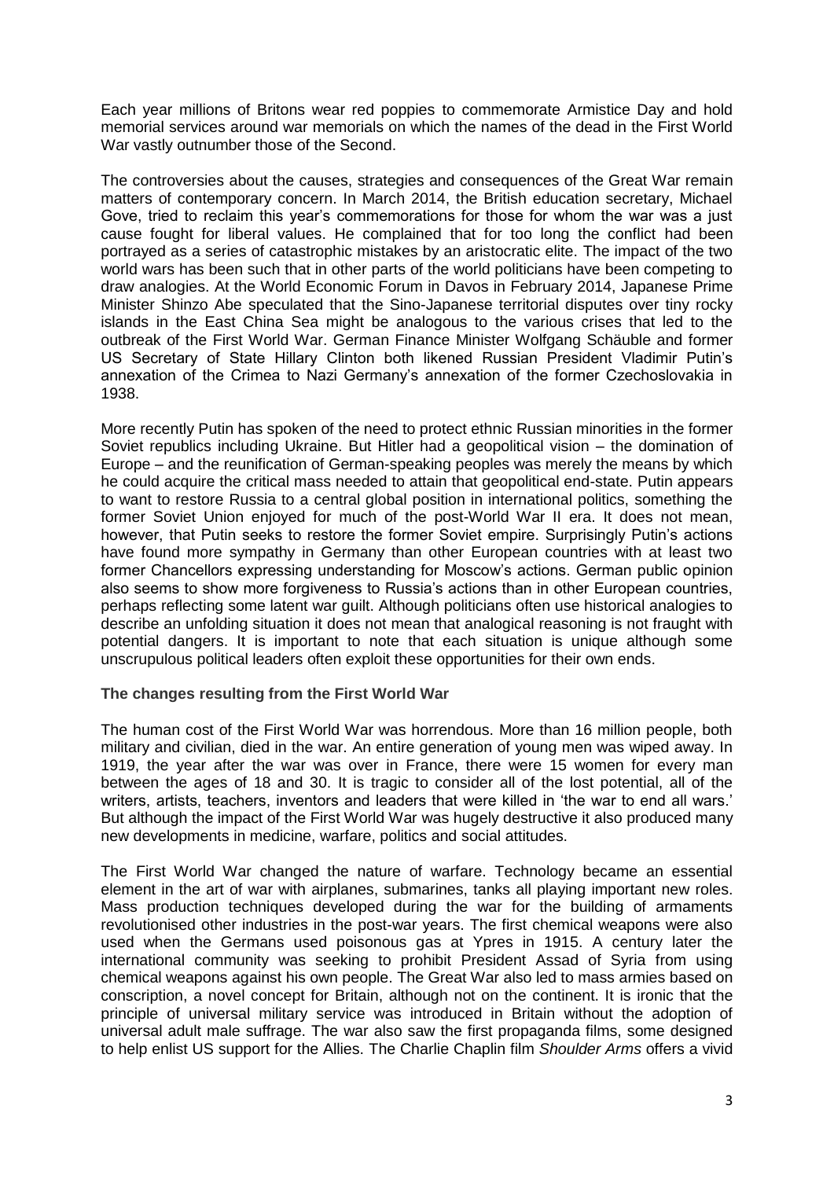Each year millions of Britons wear red poppies to commemorate Armistice Day and hold memorial services around war memorials on which the names of the dead in the First World War vastly outnumber those of the Second.

The controversies about the causes, strategies and consequences of the Great War remain matters of contemporary concern. In March 2014, the British education secretary, Michael Gove, tried to reclaim this year's commemorations for those for whom the war was a just cause fought for liberal values. He complained that for too long the conflict had been portrayed as a series of catastrophic mistakes by an aristocratic elite. The impact of the two world wars has been such that in other parts of the world politicians have been competing to draw analogies. At the World Economic Forum in Davos in February 2014, Japanese Prime Minister Shinzo Abe speculated that the Sino-Japanese territorial disputes over tiny rocky islands in the East China Sea might be analogous to the various crises that led to the outbreak of the First World War. German Finance Minister Wolfgang Schäuble and former US Secretary of State Hillary Clinton both likened Russian President Vladimir Putin's annexation of the Crimea to Nazi Germany's annexation of the former Czechoslovakia in 1938.

More recently Putin has spoken of the need to protect ethnic Russian minorities in the former Soviet republics including Ukraine. But Hitler had a geopolitical vision – the domination of Europe – and the reunification of German-speaking peoples was merely the means by which he could acquire the critical mass needed to attain that geopolitical end-state. Putin appears to want to restore Russia to a central global position in international politics, something the former Soviet Union enjoyed for much of the post-World War II era. It does not mean, however, that Putin seeks to restore the former Soviet empire. Surprisingly Putin's actions have found more sympathy in Germany than other European countries with at least two former Chancellors expressing understanding for Moscow's actions. German public opinion also seems to show more forgiveness to Russia's actions than in other European countries, perhaps reflecting some latent war guilt. Although politicians often use historical analogies to describe an unfolding situation it does not mean that analogical reasoning is not fraught with potential dangers. It is important to note that each situation is unique although some unscrupulous political leaders often exploit these opportunities for their own ends.

### The changes resulting from the First World War

The human cost of the First World War was horrendous. More than 16 million people, both military and civilian, died in the war. An entire generation of young men was wiped away. In 1919, the year after the war was over in France, there were 15 women for every man between the ages of 18 and 30. It is tragic to consider all of the lost potential, all of the writers, artists, teachers, inventors and leaders that were killed in 'the war to end all wars.' But although the impact of the First World War was hugely destructive it also produced many new developments in medicine, warfare, politics and social attitudes.

The First World War changed the nature of warfare. Technology became an essential element in the art of war with airplanes, submarines, tanks all playing important new roles. Mass production techniques developed during the war for the building of armaments revolutionised other industries in the post-war years. The first chemical weapons were also used when the Germans used poisonous gas at Ypres in 1915. A century later the international community was seeking to prohibit President Assad of Syria from using chemical weapons against his own people. The Great War also led to mass armies based on conscription, a novel concept for Britain, although not on the continent. It is ironic that the principle of universal military service was introduced in Britain without the adoption of universal adult male suffrage. The war also saw the first propaganda films, some designed to help enlist US support for the Allies. The Charlie Chaplin film *Shoulder Arms* offers a vivid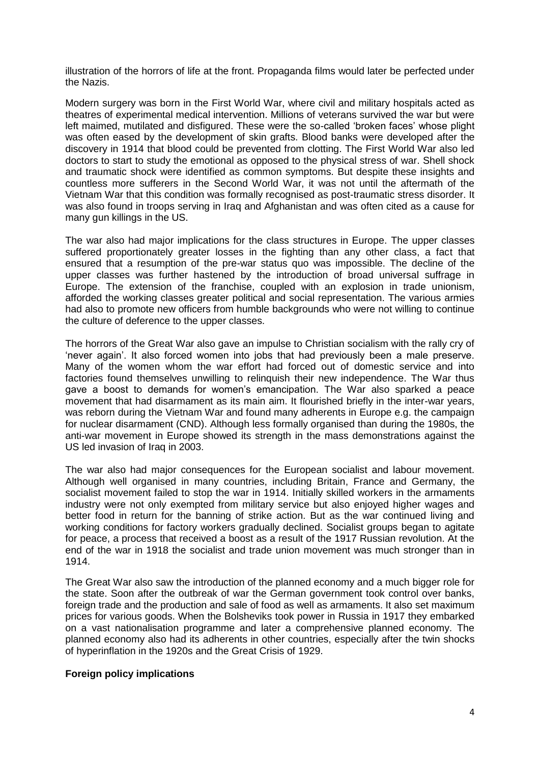illustration of the horrors of life at the front. Propaganda films would later be perfected under the Nazis.

Modern surgery was born in the First World War, where civil and military hospitals acted as theatres of experimental medical intervention. Millions of veterans survived the war but were left maimed, mutilated and disfigured. These were the so-called 'broken faces' whose plight was often eased by the development of skin grafts. Blood banks were developed after the discovery in 1914 that blood could be prevented from clotting. The First World War also led doctors to start to study the emotional as opposed to the physical stress of war. Shell shock and traumatic shock were identified as common symptoms. But despite these insights and countless more sufferers in the Second World War, it was not until the aftermath of the Vietnam War that this condition was formally recognised as post-traumatic stress disorder. It was also found in troops serving in Iraq and Afghanistan and was often cited as a cause for many gun killings in the US.

The war also had major implications for the class structures in Europe. The upper classes suffered proportionately greater losses in the fighting than any other class, a fact that ensured that a resumption of the pre-war status quo was impossible. The decline of the upper classes was further hastened by the introduction of broad universal suffrage in Europe. The extension of the franchise, coupled with an explosion in trade unionism, afforded the working classes greater political and social representation. The various armies had also to promote new officers from humble backgrounds who were not willing to continue the culture of deference to the upper classes.

The horrors of the Great War also gave an impulse to Christian socialism with the rally cry of 'never again'. It also forced women into jobs that had previously been a male preserve. Many of the women whom the war effort had forced out of domestic service and into factories found themselves unwilling to relinquish their new independence. The War thus gave a boost to demands for women's emancipation. The War also sparked a peace movement that had disarmament as its main aim. It flourished briefly in the inter-war years, was reborn during the Vietnam War and found many adherents in Europe e.g. the campaign for nuclear disarmament (CND). Although less formally organised than during the 1980s, the anti-war movement in Europe showed its strength in the mass demonstrations against the US led invasion of Iraq in 2003.

The war also had major consequences for the European socialist and labour movement. Although well organised in many countries, including Britain, France and Germany, the socialist movement failed to stop the war in 1914. Initially skilled workers in the armaments industry were not only exempted from military service but also enjoyed higher wages and better food in return for the banning of strike action. But as the war continued living and working conditions for factory workers gradually declined. Socialist groups began to agitate for peace, a process that received a boost as a result of the 1917 Russian revolution. At the end of the war in 1918 the socialist and trade union movement was much stronger than in 1914.

The Great War also saw the introduction of the planned economy and a much bigger role for the state. Soon after the outbreak of war the German government took control over banks, foreign trade and the production and sale of food as well as armaments. It also set maximum prices for various goods. When the Bolsheviks took power in Russia in 1917 they embarked on a vast nationalisation programme and later a comprehensive planned economy. The planned economy also had its adherents in other countries, especially after the twin shocks of hyperinflation in the 1920s and the Great Crisis of 1929.

**Foreign policy implications**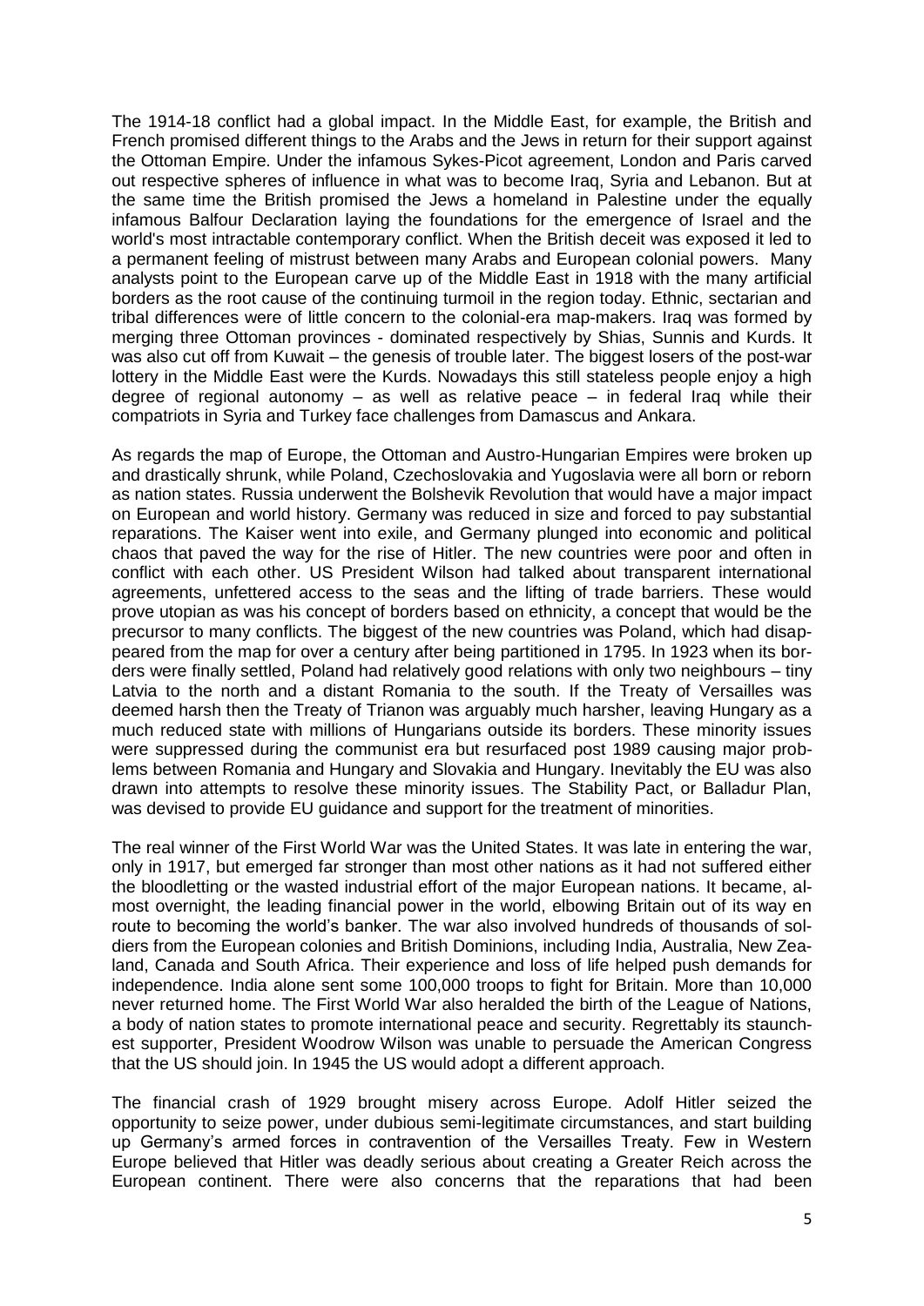The 1914-18 conflict had a global impact. In the Middle East, for example, the British and French promised different things to the Arabs and the Jews in return for their support against the Ottoman Empire. Under the infamous Sykes-Picot agreement, London and Paris carved out respective spheres of influence in what was to become Iraq, Syria and Lebanon. But at the same time the British promised the Jews a homeland in Palestine under the equally infamous Balfour Declaration laying the foundations for the emergence of Israel and the world's most intractable contemporary conflict. When the British deceit was exposed it led to a permanent feeling of mistrust between many Arabs and European colonial powers. Many analysts point to the European carve up of the Middle East in 1918 with the many artificial borders as the root cause of the continuing turmoil in the region today. Ethnic, sectarian and tribal differences were of little concern to the colonial-era map-makers. Iraq was formed by merging three Ottoman provinces - dominated respectively by Shias, Sunnis and Kurds. It was also cut off from Kuwait – the genesis of trouble later. The biggest losers of the post-war lottery in the Middle East were the Kurds. Nowadays this still stateless people enjoy a high degree of regional autonomy – as well as relative peace – in federal Iraq while their compatriots in Syria and Turkey face challenges from Damascus and Ankara.

As regards the map of Europe, the Ottoman and Austro-Hungarian Empires were broken up and drastically shrunk, while Poland, Czechoslovakia and Yugoslavia were all born or reborn as nation states. Russia underwent the Bolshevik Revolution that would have a major impact on European and world history. Germany was reduced in size and forced to pay substantial reparations. The Kaiser went into exile, and Germany plunged into economic and political chaos that paved the way for the rise of Hitler. The new countries were poor and often in conflict with each other. US President Wilson had talked about transparent international agreements, unfettered access to the seas and the lifting of trade barriers. These would prove utopian as was his concept of borders based on ethnicity, a concept that would be the precursor to many conflicts. The biggest of the new countries was Poland, which had disappeared from the map for over a century after being partitioned in 1795. In 1923 when its borders were finally settled, Poland had relatively good relations with only two neighbours – tiny Latvia to the north and a distant Romania to the south. If the Treaty of Versailles was deemed harsh then the Treaty of Trianon was arguably much harsher, leaving Hungary as a much reduced state with millions of Hungarians outside its borders. These minority issues were suppressed during the communist era but resurfaced post 1989 causing major problems between Romania and Hungary and Slovakia and Hungary. Inevitably the EU was also drawn into attempts to resolve these minority issues. The Stability Pact, or Balladur Plan, was devised to provide EU guidance and support for the treatment of minorities.

The real winner of the First World War was the United States. It was late in entering the war, only in 1917, but emerged far stronger than most other nations as it had not suffered either the bloodletting or the wasted industrial effort of the major European nations. It became, almost overnight, the leading financial power in the world, elbowing Britain out of its way en route to becoming the world's banker. The war also involved hundreds of thousands of soldiers from the European colonies and British Dominions, including India, Australia, New Zealand, Canada and South Africa. Their experience and loss of life helped push demands for independence. India alone sent some 100,000 troops to fight for Britain. More than 10,000 never returned home. The First World War also heralded the birth of the League of Nations, a body of nation states to promote international peace and security. Regrettably its staunchest supporter, President Woodrow Wilson was unable to persuade the American Congress that the US should join. In 1945 the US would adopt a different approach.

The financial crash of 1929 brought misery across Europe. Adolf Hitler seized the opportunity to seize power, under dubious semi-legitimate circumstances, and start building up Germany's armed forces in contravention of the Versailles Treaty. Few in Western Europe believed that Hitler was deadly serious about creating a Greater Reich across the European continent. There were also concerns that the reparations that had been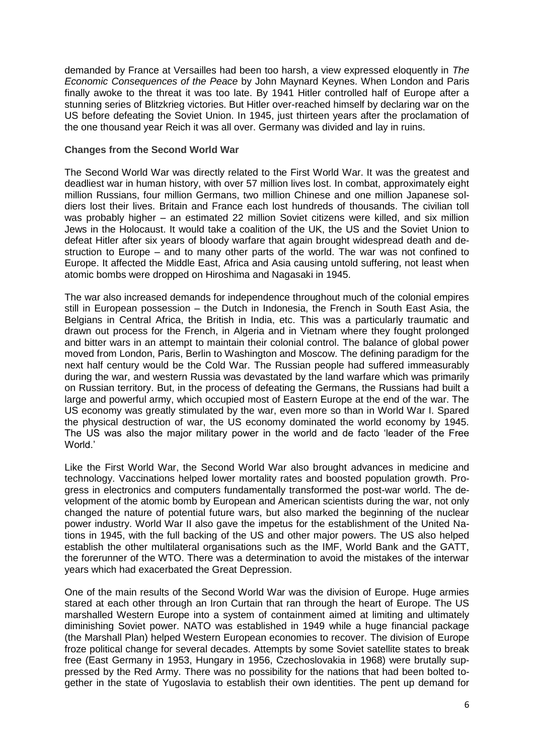demanded by France at Versailles had been too harsh, a view expressed eloquently in *The Economic Consequences of the Peace* by John Maynard Keynes. When London and Paris finally awoke to the threat it was too late. By 1941 Hitler controlled half of Europe after a stunning series of Blitzkrieg victories. But Hitler over-reached himself by declaring war on the US before defeating the Soviet Union. In 1945, just thirteen years after the proclamation of the one thousand year Reich it was all over. Germany was divided and lay in ruins.

**Changes from the Second World War**

The Second World War was directly related to the First World War. It was the greatest and deadliest war in human history, with over 57 million lives lost. In combat, approximately eight million Russians, four million Germans, two million Chinese and one million Japanese soldiers lost their lives. Britain and France each lost hundreds of thousands. The civilian toll was probably higher – an estimated 22 million Soviet citizens were killed, and six million Jews in the Holocaust. It would take a coalition of the UK, the US and the Soviet Union to defeat Hitler after six years of bloody warfare that again brought widespread death and destruction to Europe – and to many other parts of the world. The war was not confined to Europe. It affected the Middle East, Africa and Asia causing untold suffering, not least when atomic bombs were dropped on Hiroshima and Nagasaki in 1945.

The war also increased demands for independence throughout much of the colonial empires still in European possession – the Dutch in Indonesia, the French in South East Asia, the Belgians in Central Africa, the British in India, etc. This was a particularly traumatic and drawn out process for the French, in Algeria and in Vietnam where they fought prolonged and bitter wars in an attempt to maintain their colonial control. The balance of global power moved from London, Paris, Berlin to Washington and Moscow. The defining paradigm for the next half century would be the Cold War. The Russian people had suffered immeasurably during the war, and western Russia was devastated by the land warfare which was primarily on Russian territory. But, in the process of defeating the Germans, the Russians had built a large and powerful army, which occupied most of Eastern Europe at the end of the war. The US economy was greatly stimulated by the war, even more so than in World War I. Spared the physical destruction of war, the US economy dominated the world economy by 1945. The US was also the major military power in the world and de facto 'leader of the Free World.'

Like the First World War, the Second World War also brought advances in medicine and technology. Vaccinations helped lower mortality rates and boosted population growth. Progress in electronics and computers fundamentally transformed the post-war world. The development of the atomic bomb by European and American scientists during the war, not only changed the nature of potential future wars, but also marked the beginning of the nuclear power industry. World War II also gave the impetus for the establishment of the United Nations in 1945, with the full backing of the US and other major powers. The US also helped establish the other multilateral organisations such as the IMF, World Bank and the GATT, the forerunner of the WTO. There was a determination to avoid the mistakes of the interwar years which had exacerbated the Great Depression.

One of the main results of the Second World War was the division of Europe. Huge armies stared at each other through an Iron Curtain that ran through the heart of Europe. The US marshalled Western Europe into a system of containment aimed at limiting and ultimately diminishing Soviet power. NATO was established in 1949 while a huge financial package (the Marshall Plan) helped Western European economies to recover. The division of Europe froze political change for several decades. Attempts by some Soviet satellite states to break free (East Germany in 1953, Hungary in 1956, Czechoslovakia in 1968) were brutally suppressed by the Red Army. There was no possibility for the nations that had been bolted together in the state of Yugoslavia to establish their own identities. The pent up demand for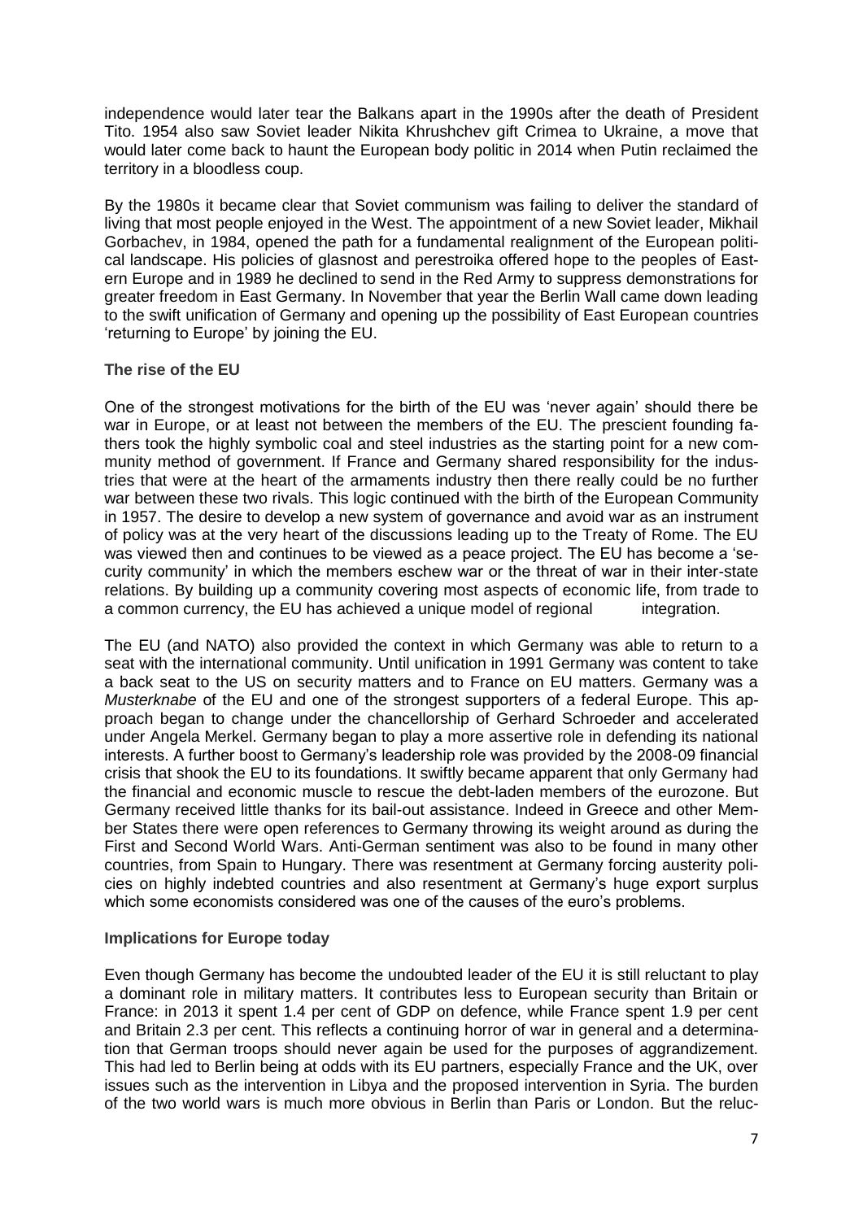independence would later tear the Balkans apart in the 1990s after the death of President Tito. 1954 also saw Soviet leader Nikita Khrushchev gift Crimea to Ukraine, a move that would later come back to haunt the European body politic in 2014 when Putin reclaimed the territory in a bloodless coup.

By the 1980s it became clear that Soviet communism was failing to deliver the standard of living that most people enjoyed in the West. The appointment of a new Soviet leader, Mikhail Gorbachev, in 1984, opened the path for a fundamental realignment of the European political landscape. His policies of glasnost and perestroika offered hope to the peoples of Eastern Europe and in 1989 he declined to send in the Red Army to suppress demonstrations for greater freedom in East Germany. In November that year the Berlin Wall came down leading to the swift unification of Germany and opening up the possibility of East European countries 'returning to Europe' by joining the EU.

### The rise of the EU

One of the strongest motivations for the birth of the EU was 'never again' should there be war in Europe, or at least not between the members of the EU. The prescient founding fathers took the highly symbolic coal and steel industries as the starting point for a new community method of government. If France and Germany shared responsibility for the industries that were at the heart of the armaments industry then there really could be no further war between these two rivals. This logic continued with the birth of the European Community in 1957. The desire to develop a new system of governance and avoid war as an instrument of policy was at the very heart of the discussions leading up to the Treaty of Rome. The EU was viewed then and continues to be viewed as a peace project. The EU has become a 'security community' in which the members eschew war or the threat of war in their inter-state relations. By building up a community covering most aspects of economic life, from trade to a common currency, the EU has achieved a unique model of regional integration.

The EU (and NATO) also provided the context in which Germany was able to return to a seat with the international community. Until unification in 1991 Germany was content to take a back seat to the US on security matters and to France on EU matters. Germany was a *Musterknabe* of the EU and one of the strongest supporters of a federal Europe. This approach began to change under the chancellorship of Gerhard Schroeder and accelerated under Angela Merkel. Germany began to play a more assertive role in defending its national interests. A further boost to Germany's leadership role was provided by the 2008-09 financial crisis that shook the EU to its foundations. It swiftly became apparent that only Germany had the financial and economic muscle to rescue the debt-laden members of the eurozone. But Germany received little thanks for its bail-out assistance. Indeed in Greece and other Member States there were open references to Germany throwing its weight around as during the First and Second World Wars. Anti-German sentiment was also to be found in many other countries, from Spain to Hungary. There was resentment at Germany forcing austerity policies on highly indebted countries and also resentment at Germany's huge export surplus which some economists considered was one of the causes of the euro's problems.

### Implications for Europe today

Even though Germany has become the undoubted leader of the EU it is still reluctant to play a dominant role in military matters. It contributes less to European security than Britain or France: in 2013 it spent 1.4 per cent of GDP on defence, while France spent 1.9 per cent and Britain 2.3 per cent. This reflects a continuing horror of war in general and a determination that German troops should never again be used for the purposes of aggrandizement. This had led to Berlin being at odds with its EU partners, especially France and the UK, over issues such as the intervention in Libya and the proposed intervention in Syria. The burden of the two world wars is much more obvious in Berlin than Paris or London. But the reluc-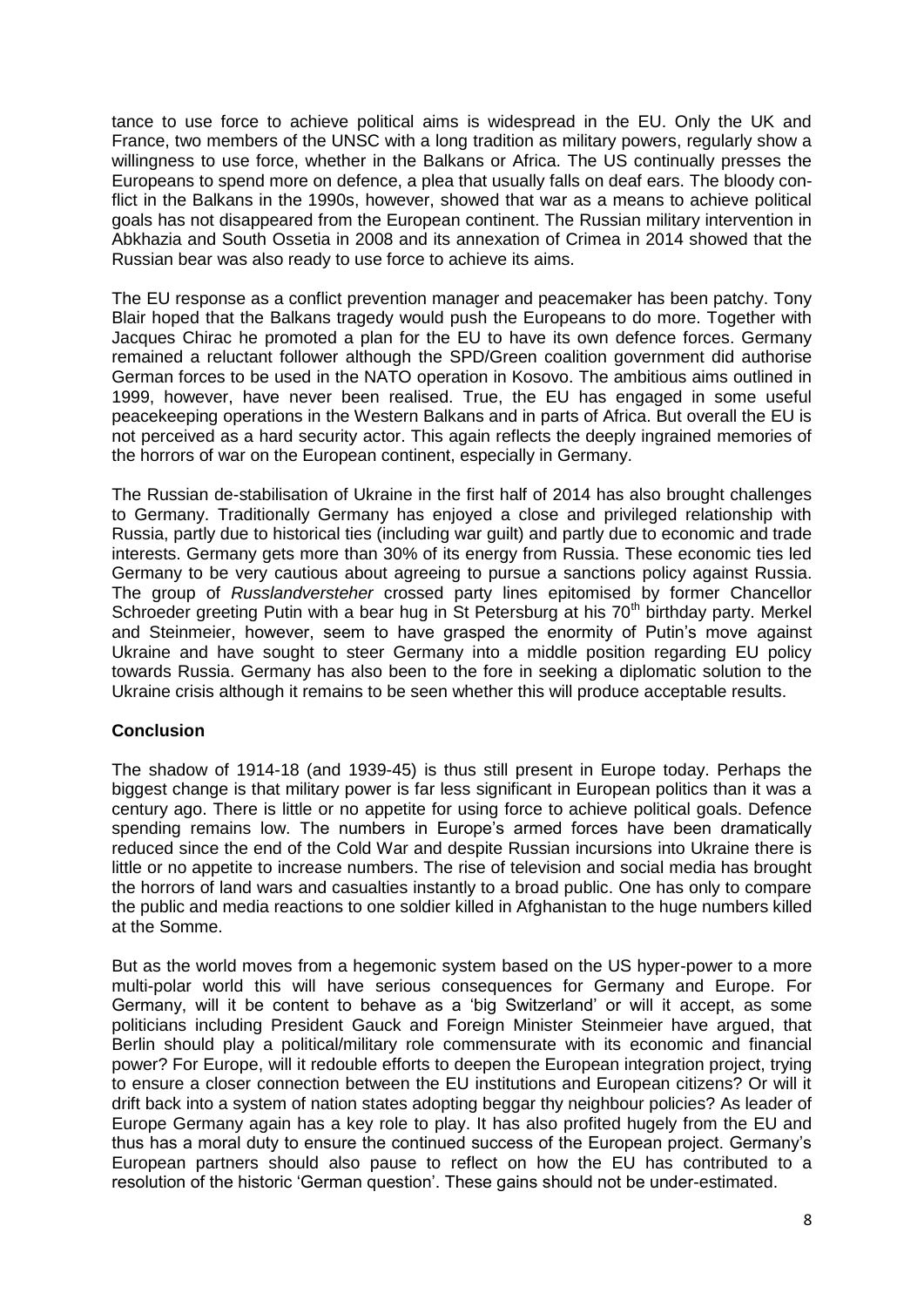tance to use force to achieve political aims is widespread in the EU. Only the UK and France, two members of the UNSC with a long tradition as military powers, regularly show a willingness to use force, whether in the Balkans or Africa. The US continually presses the Europeans to spend more on defence, a plea that usually falls on deaf ears. The bloody conflict in the Balkans in the 1990s, however, showed that war as a means to achieve political goals has not disappeared from the European continent. The Russian military intervention in Abkhazia and South Ossetia in 2008 and its annexation of Crimea in 2014 showed that the Russian bear was also ready to use force to achieve its aims.

The EU response as a conflict prevention manager and peacemaker has been patchy. Tony Blair hoped that the Balkans tragedy would push the Europeans to do more. Together with Jacques Chirac he promoted a plan for the EU to have its own defence forces. Germany remained a reluctant follower although the SPD/Green coalition government did authorise German forces to be used in the NATO operation in Kosovo. The ambitious aims outlined in 1999, however, have never been realised. True, the EU has engaged in some useful peacekeeping operations in the Western Balkans and in parts of Africa. But overall the EU is not perceived as a hard security actor. This again reflects the deeply ingrained memories of the horrors of war on the European continent, especially in Germany.

The Russian de-stabilisation of Ukraine in the first half of 2014 has also brought challenges to Germany. Traditionally Germany has enjoyed a close and privileged relationship with Russia, partly due to historical ties (including war guilt) and partly due to economic and trade interests. Germany gets more than 30% of its energy from Russia. These economic ties led Germany to be very cautious about agreeing to pursue a sanctions policy against Russia. The group of *Russlandversteher* crossed party lines epitomised by former Chancellor Schroeder greeting Putin with a bear hug in St Petersburg at his 70th birthday party. Merkel and Steinmeier, however, seem to have grasped the enormity of Putin's move against Ukraine and have sought to steer Germany into a middle position regarding EU policy towards Russia. Germany has also been to the fore in seeking a diplomatic solution to the Ukraine crisis although it remains to be seen whether this will produce acceptable results.

## Conclusion

The shadow of 1914-18 (and 1939-45) is thus still present in Europe today. Perhaps the biggest change is that military power is far less significant in European politics than it was a century ago. There is little or no appetite for using force to achieve political goals. Defence spending remains low. The numbers in Europe's armed forces have been dramatically reduced since the end of the Cold War and despite Russian incursions into Ukraine there is little or no appetite to increase numbers. The rise of television and social media has brought the horrors of land wars and casualties instantly to a broad public. One has only to compare the public and media reactions to one soldier killed in Afghanistan to the huge numbers killed at the Somme.

But as the world moves from a hegemonic system based on the US hyper-power to a more multi-polar world this will have serious consequences for Germany and Europe. For Germany, will it be content to behave as a 'big Switzerland' or will it accept, as some politicians including President Gauck and Foreign Minister Steinmeier have argued, that Berlin should play a political/military role commensurate with its economic and financial power? For Europe, will it redouble efforts to deepen the European integration project, trying to ensure a closer connection between the EU institutions and European citizens? Or will it drift back into a system of nation states adopting beggar thy neighbour policies? As leader of Europe Germany again has a key role to play. It has also profited hugely from the EU and thus has a moral duty to ensure the continued success of the European project. Germany's European partners should also pause to reflect on how the EU has contributed to a resolution of the historic 'German question'. These gains should not be under-estimated.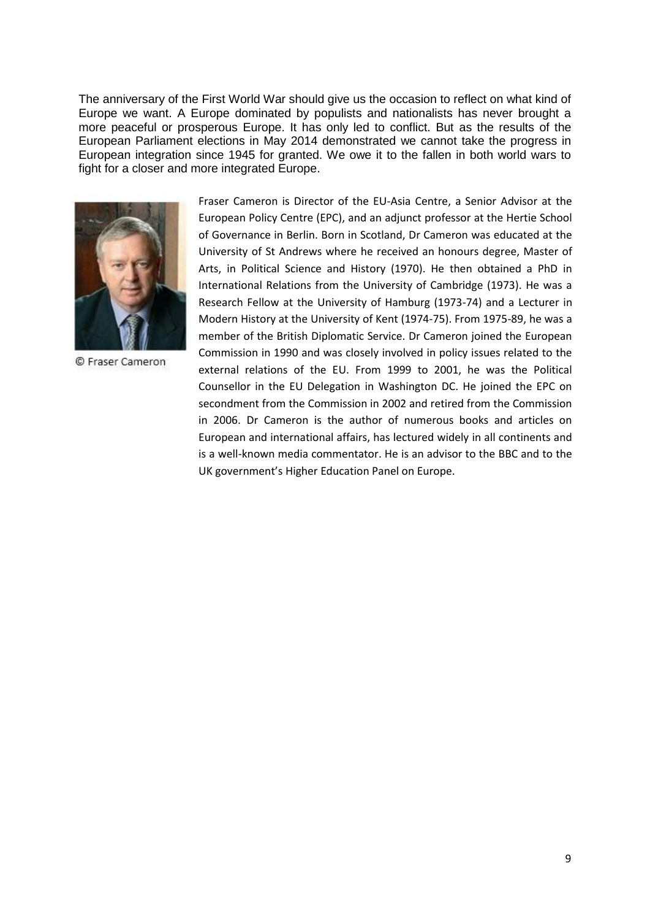The anniversary of the First World War should give us the occasion to reflect on what kind of Europe we want. A Europe dominated by populists and nationalists has never brought a more peaceful or prosperous Europe. It has only led to conflict. But as the results of the European Parliament elections in May 2014 demonstrated we cannot take the progress in European integration since 1945 for granted. We owe it to the fallen in both world wars to fight for a closer and more integrated Europe.

© Fraser Cameron

Fraser Cameron is Director of the EU-Asia Centre, a Senior Advisor at the European Policy Centre (EPC), and an adjunct professor at the Hertie School of Governance in Berlin. Born in Scotland, Dr Cameron was educated at the University of St Andrews where he received an honours degree, Master of Arts, in Political Science and History (1970). He then obtained a PhD in International Relations from the University of Cambridge (1973). He was a Research Fellow at the University of Hamburg (1973-74) and a Lecturer in Modern History at the University of Kent (1974-75). From 1975-89, he was a member of the British Diplomatic Service. Dr Cameron joined the European Commission in 1990 and was closely involved in policy issues related to the external relations of the EU. From 1999 to 2001, he was the Political Counsellor in the EU Delegation in Washington DC. He joined the EPC on secondment from the Commission in 2002 and retired from the Commission in 2006. Dr Cameron is the author of numerous books and articles on European and international affairs, has lectured widely in all continents and is a well-known media commentator. He is an advisor to the BBC and to the UK government's Higher Education Panel on Europe.